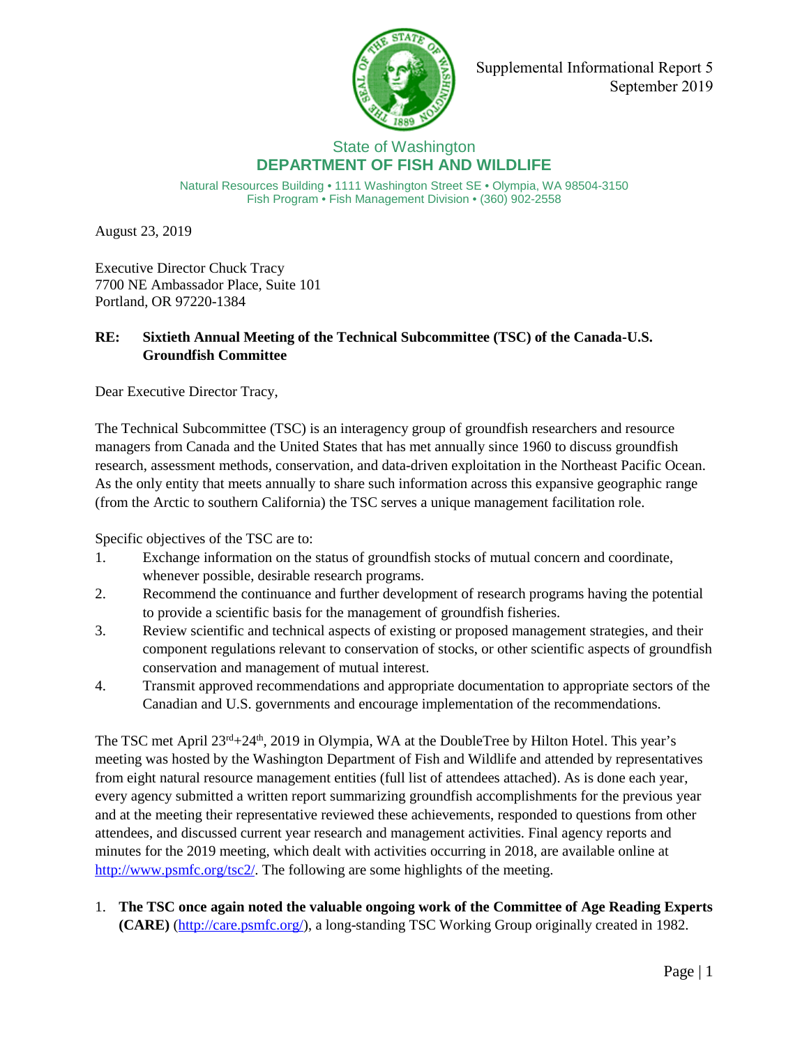Supplemental Informational Report 5
September 2019

State of Washington
**DEPARTMENT OF FISH AND WILDLIFE**

Natural Resources Building • 1111 Washington Street SE • Olympia, WA 98504-3150
Fish Program • Fish Management Division • (360) 902-2558

August 23, 2019

Executive Director Chuck Tracy
7700 NE Ambassador Place, Suite 101
Portland, OR 97220-1384

**RE: Sixtieth Annual Meeting of the Technical Subcommittee (TSC) of the Canada-U.S. Groundfish Committee**

Dear Executive Director Tracy,

The Technical Subcommittee (TSC) is an interagency group of groundfish researchers and resource managers from Canada and the United States that has met annually since 1960 to discuss groundfish research, assessment methods, conservation, and data-driven exploitation in the Northeast Pacific Ocean. As the only entity that meets annually to share such information across this expansive geographic range (from the Arctic to southern California) the TSC serves a unique management facilitation role.

Specific objectives of the TSC are to:

1. Exchange information on the status of groundfish stocks of mutual concern and coordinate, whenever possible, desirable research programs.
2. Recommend the continuance and further development of research programs having the potential to provide a scientific basis for the management of groundfish fisheries.
3. Review scientific and technical aspects of existing or proposed management strategies, and their component regulations relevant to conservation of stocks, or other scientific aspects of groundfish conservation and management of mutual interest.
4. Transmit approved recommendations and appropriate documentation to appropriate sectors of the Canadian and U.S. governments and encourage implementation of the recommendations.

The TSC met April 23rd+24th, 2019 in Olympia, WA at the DoubleTree by Hilton Hotel. This year's meeting was hosted by the Washington Department of Fish and Wildlife and attended by representatives from eight natural resource management entities (full list of attendees attached). As is done each year, every agency submitted a written report summarizing groundfish accomplishments for the previous year and at the meeting their representative reviewed these achievements, responded to questions from other attendees, and discussed current year research and management activities. Final agency reports and minutes for the 2019 meeting, which dealt with activities occurring in 2018, are available online at http://www.psmfc.org/tsc2/. The following are some highlights of the meeting.

1. **The TSC once again noted the valuable ongoing work of the Committee of Age Reading Experts (CARE)** (http://care.psmfc.org/), a long-standing TSC Working Group originally created in 1982.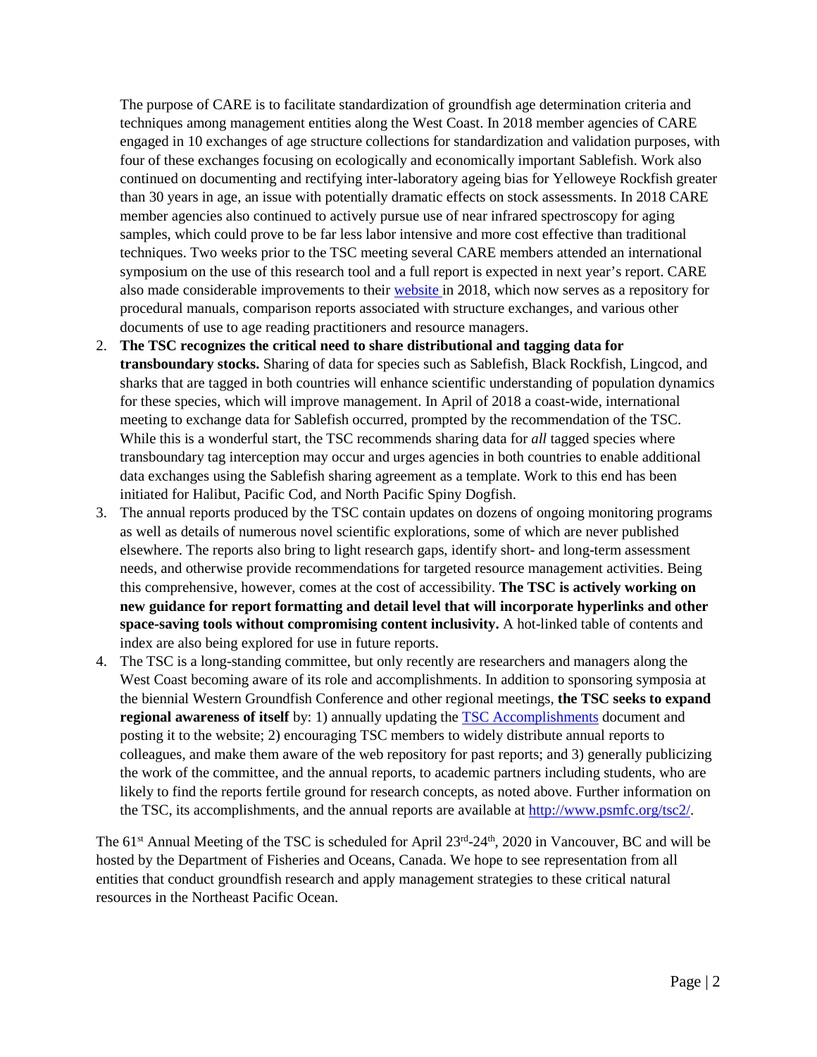The purpose of CARE is to facilitate standardization of groundfish age determination criteria and techniques among management entities along the West Coast. In 2018 member agencies of CARE engaged in 10 exchanges of age structure collections for standardization and validation purposes, with four of these exchanges focusing on ecologically and economically important Sablefish. Work also continued on documenting and rectifying inter-laboratory ageing bias for Yelloweye Rockfish greater than 30 years in age, an issue with potentially dramatic effects on stock assessments. In 2018 CARE member agencies also continued to actively pursue use of near infrared spectroscopy for aging samples, which could prove to be far less labor intensive and more cost effective than traditional techniques. Two weeks prior to the TSC meeting several CARE members attended an international symposium on the use of this research tool and a full report is expected in next year's report. CARE also made considerable improvements to their website in 2018, which now serves as a repository for procedural manuals, comparison reports associated with structure exchanges, and various other documents of use to age reading practitioners and resource managers.

2. **The TSC recognizes the critical need to share distributional and tagging data for transboundary stocks.** Sharing of data for species such as Sablefish, Black Rockfish, Lingcod, and sharks that are tagged in both countries will enhance scientific understanding of population dynamics for these species, which will improve management. In April of 2018 a coast-wide, international meeting to exchange data for Sablefish occurred, prompted by the recommendation of the TSC. While this is a wonderful start, the TSC recommends sharing data for *all* tagged species where transboundary tag interception may occur and urges agencies in both countries to enable additional data exchanges using the Sablefish sharing agreement as a template. Work to this end has been initiated for Halibut, Pacific Cod, and North Pacific Spiny Dogfish.
3. The annual reports produced by the TSC contain updates on dozens of ongoing monitoring programs as well as details of numerous novel scientific explorations, some of which are never published elsewhere. The reports also bring to light research gaps, identify short- and long-term assessment needs, and otherwise provide recommendations for targeted resource management activities. Being this comprehensive, however, comes at the cost of accessibility. **The TSC is actively working on new guidance for report formatting and detail level that will incorporate hyperlinks and other space-saving tools without compromising content inclusivity.** A hot-linked table of contents and index are also being explored for use in future reports.
4. The TSC is a long-standing committee, but only recently are researchers and managers along the West Coast becoming aware of its role and accomplishments. In addition to sponsoring symposia at the biennial Western Groundfish Conference and other regional meetings, **the TSC seeks to expand regional awareness of itself** by: 1) annually updating the TSC Accomplishments document and posting it to the website; 2) encouraging TSC members to widely distribute annual reports to colleagues, and make them aware of the web repository for past reports; and 3) generally publicizing the work of the committee, and the annual reports, to academic partners including students, who are likely to find the reports fertile ground for research concepts, as noted above. Further information on the TSC, its accomplishments, and the annual reports are available at http://www.psmfc.org/tsc2/.

The 61st Annual Meeting of the TSC is scheduled for April 23rd-24th, 2020 in Vancouver, BC and will be hosted by the Department of Fisheries and Oceans, Canada. We hope to see representation from all entities that conduct groundfish research and apply management strategies to these critical natural resources in the Northeast Pacific Ocean.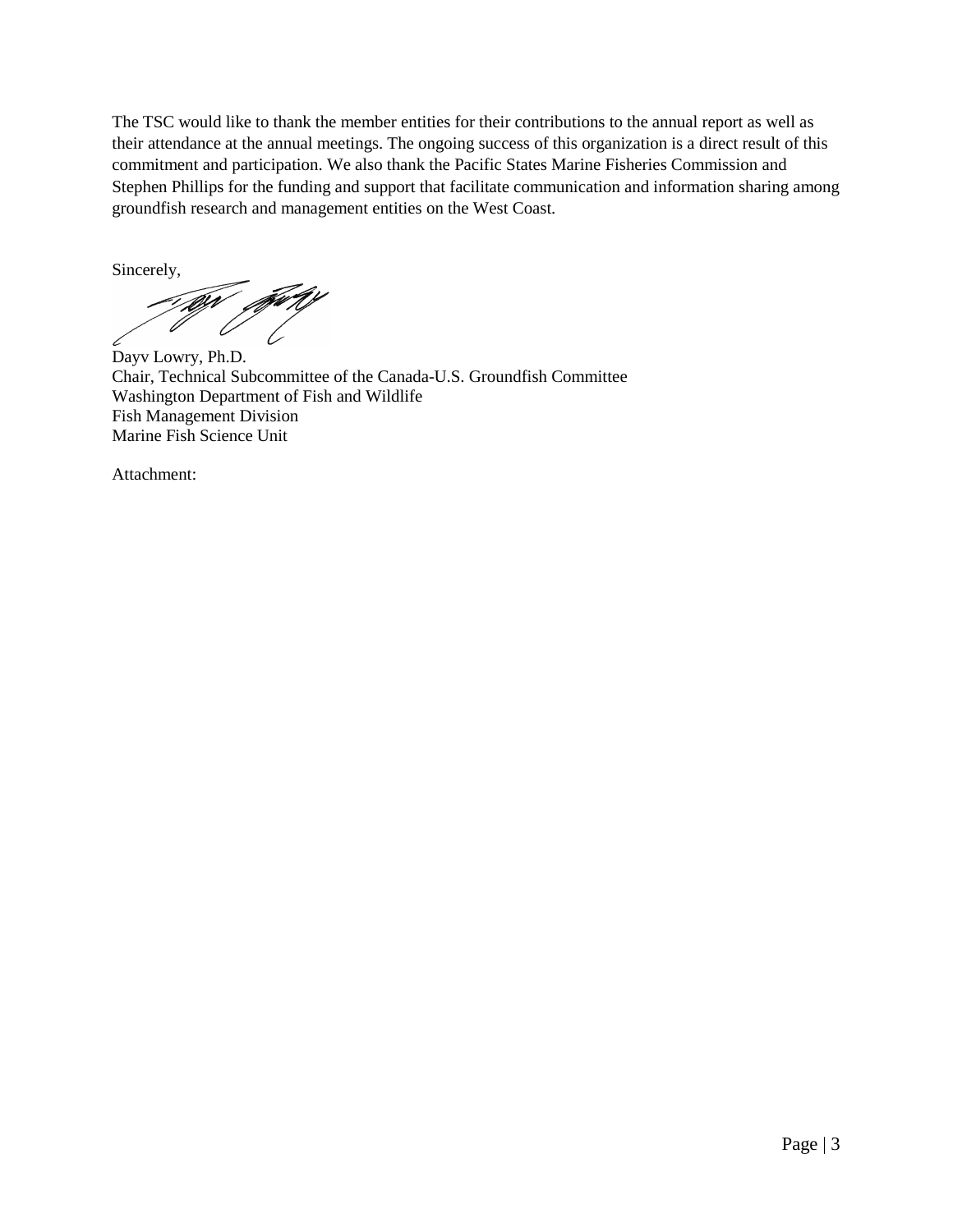The TSC would like to thank the member entities for their contributions to the annual report as well as their attendance at the annual meetings. The ongoing success of this organization is a direct result of this commitment and participation. We also thank the Pacific States Marine Fisheries Commission and Stephen Phillips for the funding and support that facilitate communication and information sharing among groundfish research and management entities on the West Coast.

Sincerely,

Dayv Lowry, Ph.D.
Chair, Technical Subcommittee of the Canada-U.S. Groundfish Committee
Washington Department of Fish and Wildlife
Fish Management Division
Marine Fish Science Unit

Attachment: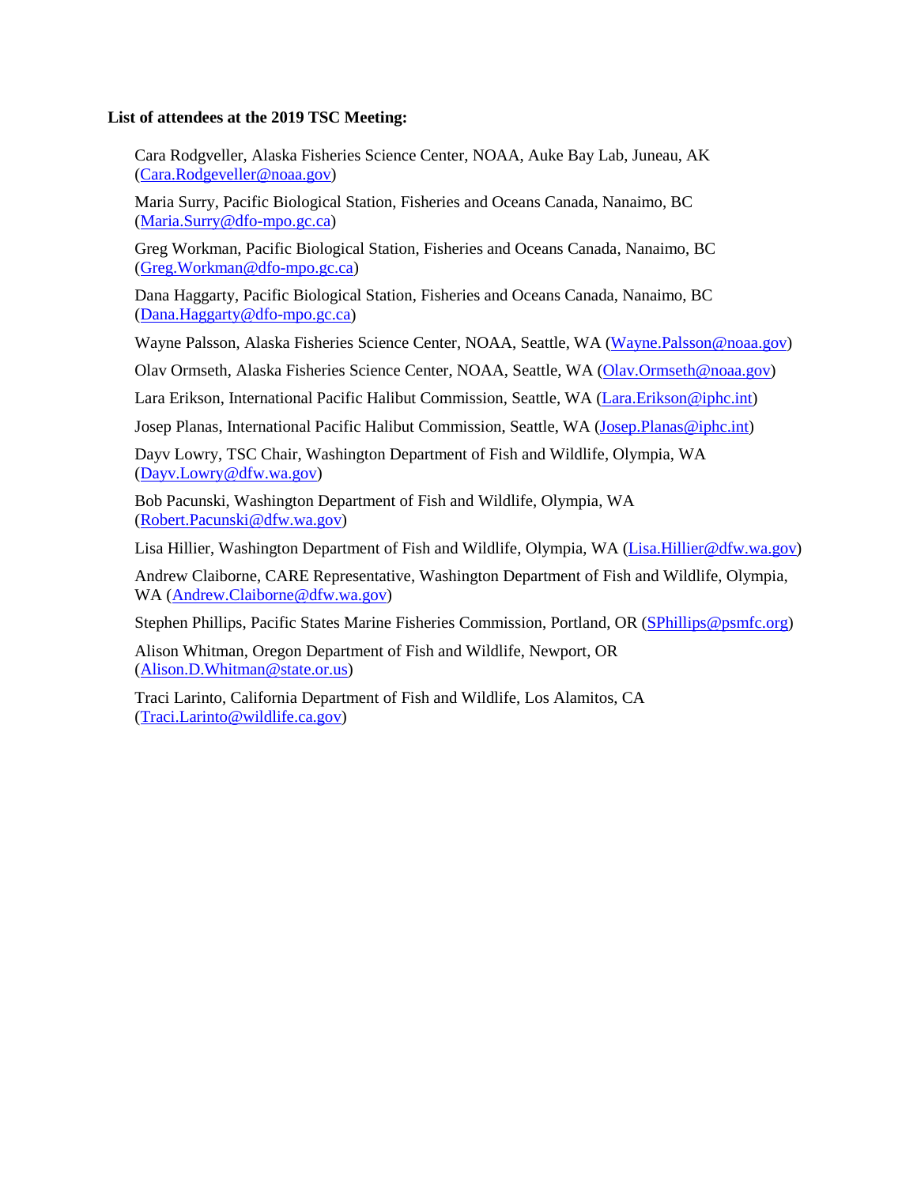**List of attendees at the 2019 TSC Meeting:**

Cara Rodgveller, Alaska Fisheries Science Center, NOAA, Auke Bay Lab, Juneau, AK (Cara.Rodgeveller@noaa.gov)

Maria Surry, Pacific Biological Station, Fisheries and Oceans Canada, Nanaimo, BC (Maria.Surry@dfo-mpo.gc.ca)

Greg Workman, Pacific Biological Station, Fisheries and Oceans Canada, Nanaimo, BC (Greg.Workman@dfo-mpo.gc.ca)

Dana Haggarty, Pacific Biological Station, Fisheries and Oceans Canada, Nanaimo, BC (Dana.Haggarty@dfo-mpo.gc.ca)

Wayne Palsson, Alaska Fisheries Science Center, NOAA, Seattle, WA (Wayne.Palsson@noaa.gov)

Olav Ormseth, Alaska Fisheries Science Center, NOAA, Seattle, WA (Olav.Ormseth@noaa.gov)

Lara Erikson, International Pacific Halibut Commission, Seattle, WA (Lara.Erikson@iphc.int)

Josep Planas, International Pacific Halibut Commission, Seattle, WA (Josep.Planas@iphc.int)

Dayv Lowry, TSC Chair, Washington Department of Fish and Wildlife, Olympia, WA (Dayv.Lowry@dfw.wa.gov)

Bob Pacunski, Washington Department of Fish and Wildlife, Olympia, WA (Robert.Pacunski@dfw.wa.gov)

Lisa Hillier, Washington Department of Fish and Wildlife, Olympia, WA (Lisa.Hillier@dfw.wa.gov)

Andrew Claiborne, CARE Representative, Washington Department of Fish and Wildlife, Olympia, WA (Andrew.Claiborne@dfw.wa.gov)

Stephen Phillips, Pacific States Marine Fisheries Commission, Portland, OR (SPhillips@psmfc.org)

Alison Whitman, Oregon Department of Fish and Wildlife, Newport, OR (Alison.D.Whitman@state.or.us)

Traci Larinto, California Department of Fish and Wildlife, Los Alamitos, CA (Traci.Larinto@wildlife.ca.gov)